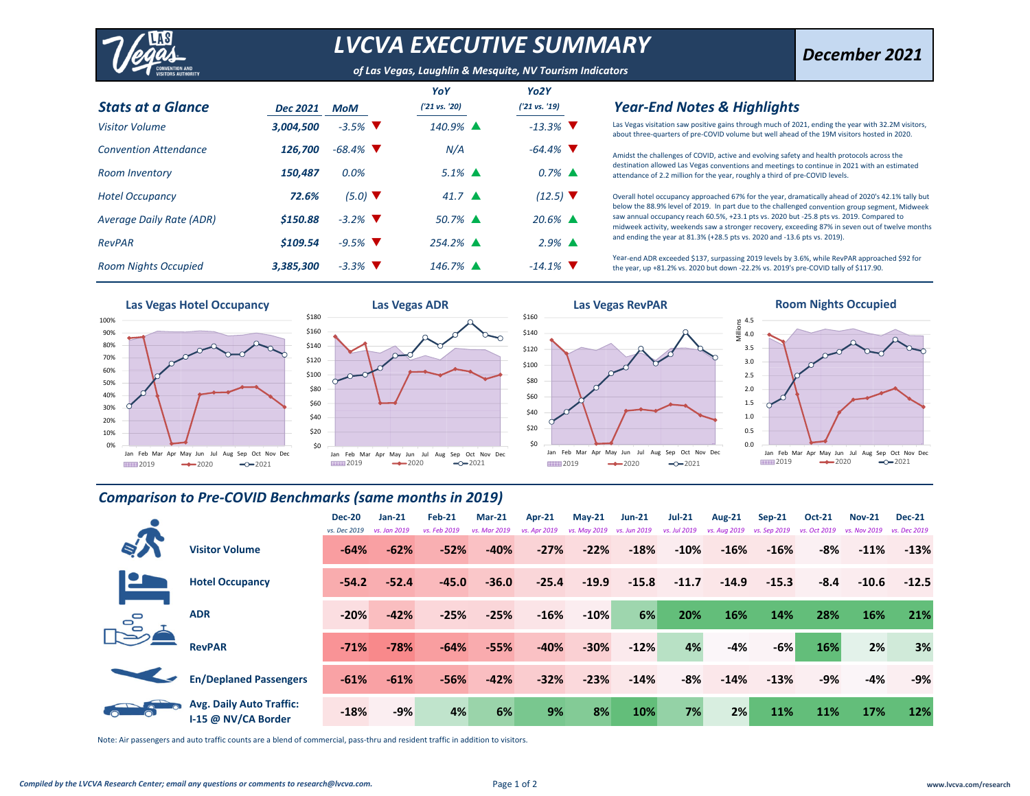# LVCVA EXECUTIVE SUMMARY

*of Las Vegas, Laughlin & Mesquite, NV Tourism Indicators*

**December 2021**

## Stats at a Glance

| | Dec 2021 | MoM | YoY ('21 vs. '20) | Yo2Y ('21 vs. '19) |
|---|---|---|---|---|
| Visitor Volume | 3,004,500 | -3.5% ▼ | 140.9% ▲ | -13.3% ▼ |
| Convention Attendance | 126,700 | -68.4% ▼ | N/A | -64.4% ▼ |
| Room Inventory | 150,487 | 0.0% | 5.1% ▲ | 0.7% ▲ |
| Hotel Occupancy | 72.6% | (5.0) ▼ | 41.7 ▲ | (12.5) ▼ |
| Average Daily Rate (ADR) | $150.88 | -3.2% ▼ | 50.7% ▲ | 20.6% ▲ |
| RevPAR | $109.54 | -9.5% ▼ | 254.2% ▲ | 2.9% ▲ |
| Room Nights Occupied | 3,385,300 | -3.3% ▼ | 146.7% ▲ | -14.1% ▼ |

## Year-End Notes & Highlights

Las Vegas visitation saw positive gains through much of 2021, ending the year with 32.2M visitors, about three-quarters of pre-COVID volume but well ahead of the 19M visitors hosted in 2020.

Amidst the challenges of COVID, active and evolving safety and health protocols across the destination allowed Las Vegas conventions and meetings to continue in 2021 with an estimated attendance of 2.2 million for the year, roughly a third of pre-COVID levels.

Overall hotel occupancy approached 67% for the year, dramatically ahead of 2020's 42.1% tally but below the 88.9% level of 2019. In part due to the challenged convention group segment, Midweek saw annual occupancy reach 60.5%, +23.1 pts vs. 2020 but -25.8 pts vs. 2019. Compared to midweek activity, weekends saw a stronger recovery, exceeding 87% in seven out of twelve months and ending the year at 81.3% (+28.5 pts vs. 2020 and -13.6 pts vs. 2019).

Year-end ADR exceeded $137, surpassing 2019 levels by 3.6%, while RevPAR approached $92 for the year, up +81.2% vs. 2020 but down -22.2% vs. 2019's pre-COVID tally of $117.90.

Las Vegas Hotel Occupancy | Las Vegas ADR | Las Vegas RevPAR | Room Nights Occupied (2019, 2020, 2021)

## Comparison to Pre-COVID Benchmarks (same months in 2019)

| | Dec-20 (vs. Dec 2019) | Jan-21 (vs. Jan 2019) | Feb-21 (vs. Feb 2019) | Mar-21 (vs. Mar 2019) | Apr-21 (vs. Apr 2019) | May-21 (vs. May 2019) | Jun-21 (vs. Jun 2019) | Jul-21 (vs. Jul 2019) | Aug-21 (vs. Aug 2019) | Sep-21 (vs. Sep 2019) | Oct-21 (vs. Oct 2019) | Nov-21 (vs. Nov 2019) | Dec-21 (vs. Dec 2019) |
|---|---|---|---|---|---|---|---|---|---|---|---|---|---|
| **Visitor Volume** | -64% | -62% | -52% | -40% | -27% | -22% | -18% | -10% | -16% | -16% | -8% | -11% | -13% |
| **Hotel Occupancy** | -54.2 | -52.4 | -45.0 | -36.0 | -25.4 | -19.9 | -15.8 | -11.7 | -14.9 | -15.3 | -8.4 | -10.6 | -12.5 |
| **ADR** | -20% | -42% | -25% | -25% | -16% | -10% | 6% | 20% | 16% | 14% | 28% | 16% | 21% |
| **RevPAR** | -71% | -78% | -64% | -55% | -40% | -30% | -12% | 4% | -4% | -6% | 16% | 2% | 3% |
| **En/Deplaned Passengers** | -61% | -61% | -56% | -42% | -32% | -23% | -14% | -8% | -14% | -13% | -9% | -4% | -9% |
| **Avg. Daily Auto Traffic: I-15 @ NV/CA Border** | -18% | -9% | 4% | 6% | 9% | 8% | 10% | 7% | 2% | 11% | 11% | 17% | 12% |

Note: Air passengers and auto traffic counts are a blend of commercial, pass-thru and resident traffic in addition to visitors.

*Compiled by the LVCVA Research Center; email any questions or comments to research@lvcva.com.*

www.lvcva.com/research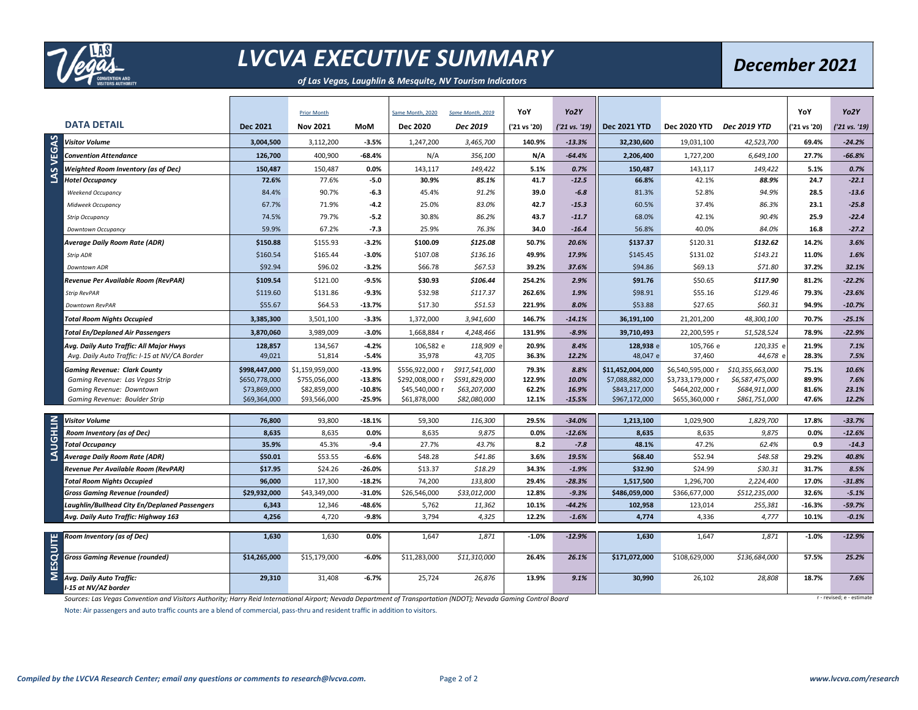# LVCVA EXECUTIVE SUMMARY

*of Las Vegas, Laughlin & Mesquite, NV Tourism Indicators*

## December 2021

| | DATA DETAIL | Dec 2021 | Prior Month Nov 2021 | MoM | Same Month, 2020 Dec 2020 | Same Month, 2019 *Dec 2019* | YoY ('21 vs '20) | *Yo2Y ('21 vs. '19)* | Dec 2021 YTD | Dec 2020 YTD | *Dec 2019 YTD* | YoY ('21 vs '20) | *Yo2Y ('21 vs. '19)* |
|---|---|---|---|---|---|---|---|---|---|---|---|---|---|
| LAS VEGAS | **Visitor Volume** | **3,004,500** | 3,112,200 | **-3.5%** | 1,247,200 | *3,465,700* | **140.9%** | ***-13.3%*** | **32,230,600** | 19,031,100 | *42,523,700* | **69.4%** | ***-24.2%*** |
| | **Convention Attendance** | **126,700** | 400,900 | **-68.4%** | N/A | *356,100* | **N/A** | ***-64.4%*** | **2,206,400** | 1,727,200 | *6,649,100* | **27.7%** | ***-66.8%*** |
| | **Weighted Room Inventory (as of Dec)** | **150,487** | 150,487 | **0.0%** | 143,117 | *149,422* | **5.1%** | ***0.7%*** | **150,487** | 143,117 | *149,422* | **5.1%** | ***0.7%*** |
| | **Hotel Occupancy** | **72.6%** | 77.6% | **-5.0** | 30.9% | ***85.1%*** | **41.7** | ***-12.5*** | **66.8%** | 42.1% | ***88.9%*** | **24.7** | ***-22.1*** |
| | *Weekend Occupancy* | 84.4% | 90.7% | **-6.3** | 45.4% | *91.2%* | **39.0** | ***-6.8*** | 81.3% | 52.8% | *94.9%* | **28.5** | ***-13.6*** |
| | *Midweek Occupancy* | 67.7% | 71.9% | **-4.2** | 25.0% | *83.0%* | **42.7** | ***-15.3*** | 60.5% | 37.4% | *86.3%* | **23.1** | ***-25.8*** |
| | *Strip Occupancy* | 74.5% | 79.7% | **-5.2** | 30.8% | *86.2%* | **43.7** | ***-11.7*** | 68.0% | 42.1% | *90.4%* | **25.9** | ***-22.4*** |
| | *Downtown Occupancy* | 59.9% | 67.2% | **-7.3** | 25.9% | *76.3%* | **34.0** | ***-16.4*** | 56.8% | 40.0% | *84.0%* | **16.8** | ***-27.2*** |
| | **Average Daily Room Rate (ADR)** | **$150.88** | $155.93 | **-3.2%** | **$100.09** | ***$125.08*** | **50.7%** | ***20.6%*** | **$137.37** | $120.31 | ***$132.62*** | **14.2%** | ***3.6%*** |
| | *Strip ADR* | $160.54 | $165.44 | **-3.0%** | $107.08 | *$136.16* | **49.9%** | ***17.9%*** | $145.45 | $131.02 | *$143.21* | **11.0%** | ***1.6%*** |
| | *Downtown ADR* | $92.94 | $96.02 | **-3.2%** | $66.78 | *$67.53* | **39.2%** | ***37.6%*** | $94.86 | $69.13 | *$71.80* | **37.2%** | ***32.1%*** |
| | **Revenue Per Available Room (RevPAR)** | **$109.54** | $121.00 | **-9.5%** | **$30.93** | ***$106.44*** | **254.2%** | ***2.9%*** | **$91.76** | $50.65 | ***$117.90*** | **81.2%** | ***-22.2%*** |
| | *Strip RevPAR* | $119.60 | $131.86 | **-9.3%** | $32.98 | *$117.37* | **262.6%** | ***1.9%*** | $98.91 | $55.16 | *$129.46* | **79.3%** | ***-23.6%*** |
| | *Downtown RevPAR* | $55.67 | $64.53 | **-13.7%** | $17.30 | *$51.53* | **221.9%** | ***8.0%*** | $53.88 | $27.65 | *$60.31* | **94.9%** | ***-10.7%*** |
| | **Total Room Nights Occupied** | **3,385,300** | 3,501,100 | **-3.3%** | 1,372,000 | *3,941,600* | **146.7%** | ***-14.1%*** | **36,191,100** | 21,201,200 | *48,300,100* | **70.7%** | ***-25.1%*** |
| | **Total En/Deplaned Air Passengers** | **3,870,060** | 3,989,009 | **-3.0%** | 1,668,884 r | *4,248,466* | **131.9%** | ***-8.9%*** | **39,710,493** | 22,200,595 r | *51,528,524* | **78.9%** | ***-22.9%*** |
| | **Avg. Daily Auto Traffic: All Major Hwys** | **128,857** | 134,567 | **-4.2%** | 106,582 e | *118,909 e* | **20.9%** | ***8.4%*** | **128,938 e** | 105,766 e | *120,335 e* | **21.9%** | ***7.1%*** |
| | *Avg. Daily Auto Traffic: I-15 at NV/CA Border* | 49,021 | 51,814 | **-5.4%** | 35,978 | *43,705* | **36.3%** | ***12.2%*** | 48,047 e | 37,460 | *44,678 e* | **28.3%** | ***7.5%*** |
| | **Gaming Revenue: Clark County** | **$998,447,000** | $1,159,959,000 | **-13.9%** | $556,922,000 r | *$917,541,000* | **79.3%** | ***8.8%*** | **$11,452,004,000** | $6,540,595,000 r | *$10,355,663,000* | **75.1%** | ***10.6%*** |
| | *Gaming Revenue: Las Vegas Strip* | $650,778,000 | $755,056,000 | **-13.8%** | $292,008,000 r | *$591,829,000* | **122.9%** | ***10.0%*** | $7,088,882,000 | $3,733,179,000 r | *$6,587,475,000* | **89.9%** | ***7.6%*** |
| | *Gaming Revenue: Downtown* | $73,869,000 | $82,859,000 | **-10.8%** | $45,540,000 r | *$63,207,000* | **62.2%** | ***16.9%*** | $843,217,000 | $464,202,000 r | *$684,911,000* | **81.6%** | ***23.1%*** |
| | *Gaming Revenue: Boulder Strip* | $69,364,000 | $93,566,000 | **-25.9%** | $61,878,000 | *$82,080,000* | **12.1%** | ***-15.5%*** | $967,172,000 | $655,360,000 r | *$861,751,000* | **47.6%** | ***12.2%*** |
| LAUGHLIN | **Visitor Volume** | **76,800** | 93,800 | **-18.1%** | 59,300 | *116,300* | **29.5%** | ***-34.0%*** | **1,213,100** | 1,029,900 | *1,829,700* | **17.8%** | ***-33.7%*** |
| | **Room Inventory (as of Dec)** | **8,635** | 8,635 | **0.0%** | 8,635 | *9,875* | **0.0%** | ***-12.6%*** | **8,635** | 8,635 | *9,875* | **0.0%** | ***-12.6%*** |
| | **Total Occupancy** | **35.9%** | 45.3% | **-9.4** | 27.7% | *43.7%* | **8.2** | ***-7.8*** | **48.1%** | 47.2% | *62.4%* | **0.9** | ***-14.3*** |
| | **Average Daily Room Rate (ADR)** | **$50.01** | $53.55 | **-6.6%** | $48.28 | *$41.86* | **3.6%** | ***19.5%*** | **$68.40** | $52.94 | *$48.58* | **29.2%** | ***40.8%*** |
| | **Revenue Per Available Room (RevPAR)** | **$17.95** | $24.26 | **-26.0%** | $13.37 | *$18.29* | **34.3%** | ***-1.9%*** | **$32.90** | $24.99 | *$30.31* | **31.7%** | ***8.5%*** |
| | **Total Room Nights Occupied** | **96,000** | 117,300 | **-18.2%** | 74,200 | *133,800* | **29.4%** | ***-28.3%*** | **1,517,500** | 1,296,700 | *2,224,400* | **17.0%** | ***-31.8%*** |
| | **Gross Gaming Revenue (rounded)** | **$29,932,000** | $43,349,000 | **-31.0%** | $26,546,000 | *$33,012,000* | **12.8%** | ***-9.3%*** | **$486,059,000** | $366,677,000 | *$512,235,000* | **32.6%** | ***-5.1%*** |
| | **Laughlin/Bullhead City En/Deplaned Passengers** | **6,343** | 12,346 | **-48.6%** | 5,762 | *11,362* | **10.1%** | ***-44.2%*** | **102,958** | 123,014 | *255,381* | **-16.3%** | ***-59.7%*** |
| | **Avg. Daily Auto Traffic: Highway 163** | **4,256** | 4,720 | **-9.8%** | 3,794 | *4,325* | **12.2%** | ***-1.6%*** | **4,774** | 4,336 | *4,777* | **10.1%** | ***-0.1%*** |
| MESQUITE | **Room Inventory (as of Dec)** | **1,630** | 1,630 | **0.0%** | 1,647 | *1,871* | **-1.0%** | ***-12.9%*** | **1,630** | 1,647 | *1,871* | **-1.0%** | ***-12.9%*** |
| | **Gross Gaming Revenue (rounded)** | **$14,265,000** | $15,179,000 | **-6.0%** | $11,283,000 | *$11,310,000* | **26.4%** | ***26.1%*** | **$171,072,000** | $108,629,000 | *$136,684,000* | **57.5%** | ***25.2%*** |
| | **Avg. Daily Auto Traffic: I-15 at NV/AZ border** | **29,310** | 31,408 | **-6.7%** | 25,724 | *26,876* | **13.9%** | ***9.1%*** | **30,990** | 26,102 | *28,808* | **18.7%** | ***7.6%*** |

*Sources: Las Vegas Convention and Visitors Authority; Harry Reid International Airport; Nevada Department of Transportation (NDOT); Nevada Gaming Control Board*

r - revised; e - estimate

Note: Air passengers and auto traffic counts are a blend of commercial, pass-thru and resident traffic in addition to visitors.

*Compiled by the LVCVA Research Center; email any questions or comments to research@lvcva.com.*

*www.lvcva.com/research*